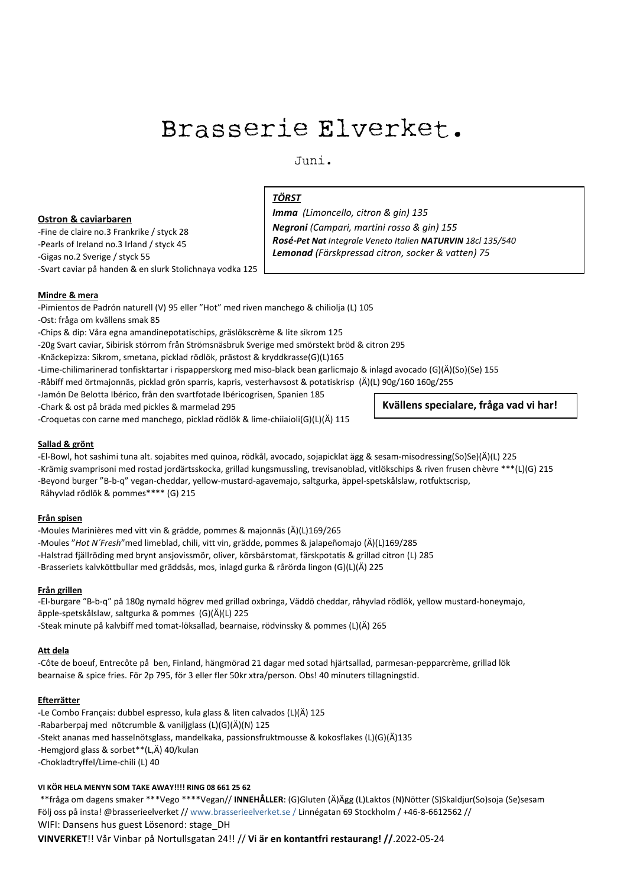# Brasserie Elverket.

Juni.

***TÖRST***

***Imma*** *(Limoncello, citron & gin) 135*

***Negroni*** *(Campari, martini rosso & gin) 155*

***Rosé-Pet Nat*** *Integrale Veneto Italien* ***NATURVIN*** *18cl 135/540*

***Lemonad*** *(Färskpressad citron, socker & vatten) 75*

**Ostron & caviarbaren**

-Fine de claire no.3 Frankrike / styck 28
-Pearls of Ireland no.3 Irland / styck 45
-Gigas no.2 Sverige / styck 55
-Svart caviar på handen & en slurk Stolichnaya vodka 125

**Mindre & mera**

-Pimientos de Padrón naturell (V) 95 eller "Hot" med riven manchego & chiliolja (L) 105
-Ost: fråga om kvällens smak 85
-Chips & dip: Våra egna amandinepotatischips, gräslökscrème & lite sikrom 125
-20g Svart caviar, Sibirisk störrom från Strömsnäsbruk Sverige med smörstekt bröd & citron 295
-Knäckepizza: Sikrom, smetana, picklad rödlök, prästost & kryddkrasse(G)(L)165
-Lime-chilimarinerad tonfisktartar i rispapperskorg med miso-black bean garlicmajo & inlagd avocado (G)(Ä)(So)(Se) 155
-Råbiff med örtmajonnäs, picklad grön sparris, kapris, vesterhavsost & potatiskrisp (Ä)(L) 90g/160 160g/255
-Jamón De Belotta Ibérico, från den svartfotade Ibéricogrisen, Spanien 185
-Chark & ost på bräda med pickles & marmelad 295
-Croquetas con carne med manchego, picklad rödlök & lime-chiiaioli(G)(L)(Ä) 115

**Kvällens specialare, fråga vad vi har!**

**Sallad & grönt**

-El-Bowl, hot sashimi tuna alt. sojabites med quinoa, rödkål, avocado, sojapicklat ägg & sesam-misodressing(So)Se)(Ä)(L) 225
-Krämig svamprisoni med rostad jordärtsskocka, grillad kungsmussling, trevisanoblad, vitlökschips & riven frusen chèvre ***(L)(G) 215
-Beyond burger "B-b-q" vegan-cheddar, yellow-mustard-agavemajo, saltgurka, äppel-spetskålslaw, rotfuktscrisp, Råhyvlad rödlök & pommes**** (G) 215

**Från spisen**

-Moules Marinières med vitt vin & grädde, pommes & majonnäs (Ä)(L)169/265
-Moules "*Hot N´Fresh*"med limeblad, chili, vitt vin, grädde, pommes & jalapeñomajo (Ä)(L)169/285
-Halstrad fjällröding med brynt ansjovissmör, oliver, körsbärstomat, färskpotatis & grillad citron (L) 285
-Brasseriets kalvköttbullar med gräddsås, mos, inlagd gurka & rårörda lingon (G)(L)(Ä) 225

**Från grillen**

-El-burgare "B-b-q" på 180g nymald högrev med grillad oxbringa, Väddö cheddar, råhyvlad rödlök, yellow mustard-honeymajo, äpple-spetskålslaw, saltgurka & pommes (G)(Ä)(L) 225
-Steak minute på kalvbiff med tomat-löksallad, bearnaise, rödvinssky & pommes (L)(Ä) 265

**Att dela**

-Côte de boeuf, Entrecôte på ben, Finland, hängmörad 21 dagar med sotad hjärtsallad, parmesan-pepparcrème, grillad lök bearnaise & spice fries. För 2p 795, för 3 eller fler 50kr xtra/person. Obs! 40 minuters tillagningstid.

**Efterrätter**

-Le Combo Français: dubbel espresso, kula glass & liten calvados (L)(Ä) 125
-Rabarberpaj med nötcrumble & vaniljglass (L)(G)(Ä)(N) 125
-Stekt ananas med hasselnötsglass, mandelkaka, passionsfruktmousse & kokosflakes (L)(G)(Ä)135
-Hemgjord glass & sorbet**(L,Ä) 40/kulan
-Chokladtryffel/Lime-chili (L) 40

**VI KÖR HELA MENYN SOM TAKE AWAY!!!! RING 08 661 25 62**

**fråga om dagens smaker ***Vego ****Vegan// **INNEHÅLLER**: (G)Gluten (Ä)Ägg (L)Laktos (N)Nötter (S)Skaldjur(So)soja (Se)sesam
Följ oss på insta! @brasserieelverket // www.brasserieelverket.se / Linnégatan 69 Stockholm / +46-8-6612562 //
WIFI: Dansens hus guest Lösenord: stage_DH
**VINVERKET**!! Vår Vinbar på Nortullsgatan 24!! // **Vi är en kontantfri restaurang! //**.2022-05-24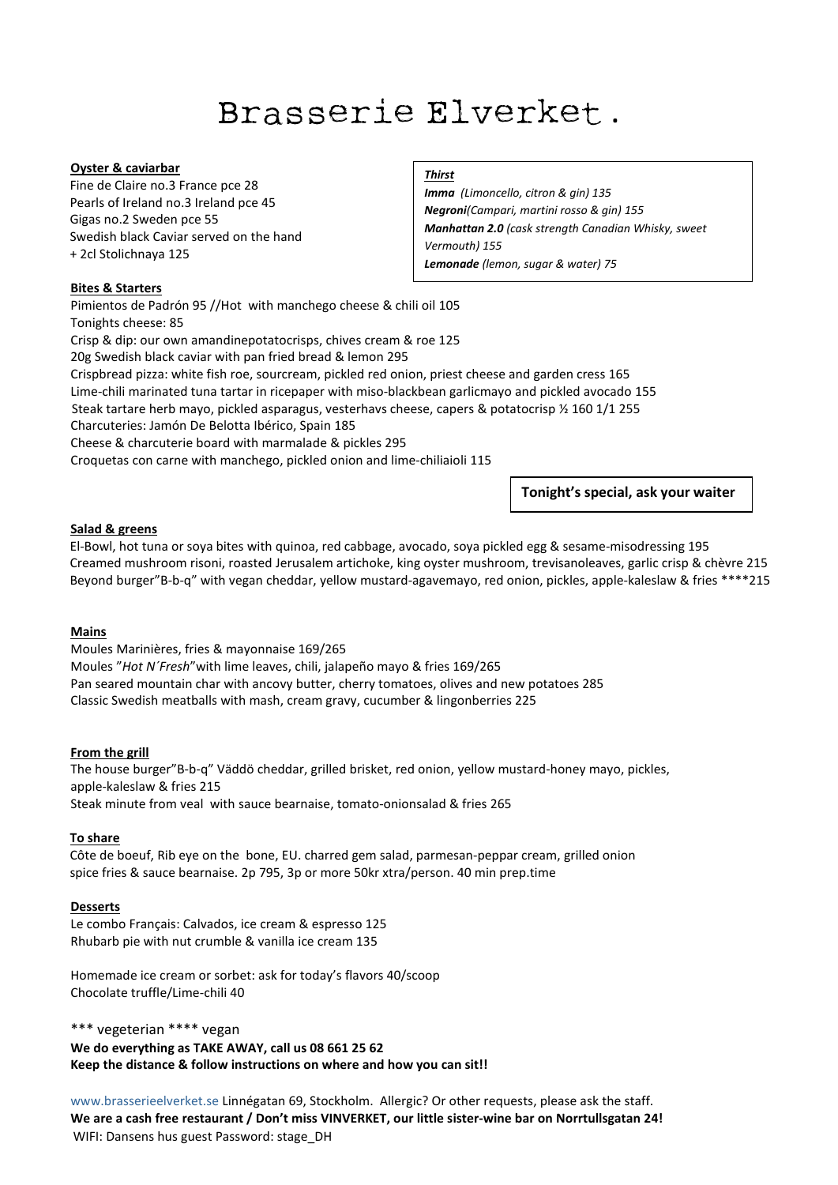# Brasserie Elverket.

**Oyster & caviarbar**

Fine de Claire no.3 France pce 28
Pearls of Ireland no.3 Ireland pce 45
Gigas no.2 Sweden pce 55
Swedish black Caviar served on the hand
+ 2cl Stolichnaya 125

***Thirst***

***Imma*** *(Limoncello, citron & gin) 135*
***Negroni****(Campari, martini rosso & gin) 155*
***Manhattan 2.0*** *(cask strength Canadian Whisky, sweet Vermouth) 155*
***Lemonade*** *(lemon, sugar & water) 75*

**Bites & Starters**

Pimientos de Padrón 95 //Hot with manchego cheese & chili oil 105
Tonights cheese: 85
Crisp & dip: our own amandinepotatocrisps, chives cream & roe 125
20g Swedish black caviar with pan fried bread & lemon 295
Crispbread pizza: white fish roe, sourcream, pickled red onion, priest cheese and garden cress 165
Lime-chili marinated tuna tartar in ricepaper with miso-blackbean garlicmayo and pickled avocado 155
Steak tartare herb mayo, pickled asparagus, vesterhavs cheese, capers & potatocrisp ½ 160 1/1 255
Charcuteries: Jamón De Belotta Ibérico, Spain 185
Cheese & charcuterie board with marmalade & pickles 295
Croquetas con carne with manchego, pickled onion and lime-chiliaioli 115

**Tonight's special, ask your waiter**

**Salad & greens**

El-Bowl, hot tuna or soya bites with quinoa, red cabbage, avocado, soya pickled egg & sesame-misodressing 195
Creamed mushroom risoni, roasted Jerusalem artichoke, king oyster mushroom, trevisanoleaves, garlic crisp & chèvre 215
Beyond burger"B-b-q" with vegan cheddar, yellow mustard-agavemayo, red onion, pickles, apple-kaleslaw & fries ****215

**Mains**

Moules Marinières, fries & mayonnaise 169/265
Moules "*Hot N´Fresh*"with lime leaves, chili, jalapeño mayo & fries 169/265
Pan seared mountain char with ancovy butter, cherry tomatoes, olives and new potatoes 285
Classic Swedish meatballs with mash, cream gravy, cucumber & lingonberries 225

**From the grill**

The house burger"B-b-q" Väddö cheddar, grilled brisket, red onion, yellow mustard-honey mayo, pickles, apple-kaleslaw & fries 215
Steak minute from veal with sauce bearnaise, tomato-onionsalad & fries 265

**To share**

Côte de boeuf, Rib eye on the bone, EU. charred gem salad, parmesan-peppar cream, grilled onion spice fries & sauce bearnaise. 2p 795, 3p or more 50kr xtra/person. 40 min prep.time

**Desserts**

Le combo Français: Calvados, ice cream & espresso 125
Rhubarb pie with nut crumble & vanilla ice cream 135

Homemade ice cream or sorbet: ask for today's flavors 40/scoop
Chocolate truffle/Lime-chili 40

*** vegeterian **** vegan

**We do everything as TAKE AWAY, call us 08 661 25 62**
**Keep the distance & follow instructions on where and how you can sit!!**

www.brasserieelverket.se Linnégatan 69, Stockholm. Allergic? Or other requests, please ask the staff.
**We are a cash free restaurant / Don't miss VINVERKET, our little sister-wine bar on Norrtullsgatan 24!**
WIFI: Dansens hus guest Password: stage_DH